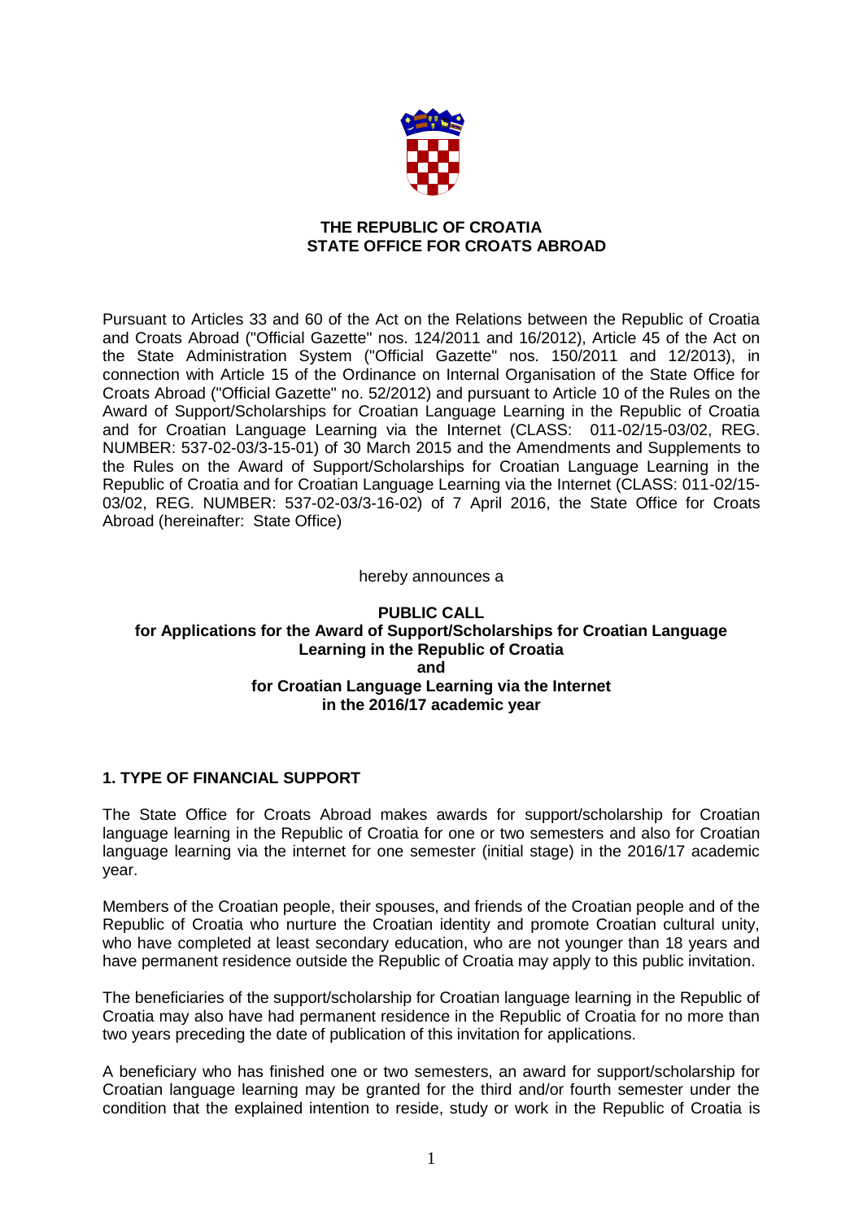**THE REPUBLIC OF CROATIA**
**STATE OFFICE FOR CROATS ABROAD**

Pursuant to Articles 33 and 60 of the Act on the Relations between the Republic of Croatia and Croats Abroad ("Official Gazette" nos. 124/2011 and 16/2012), Article 45 of the Act on the State Administration System ("Official Gazette" nos. 150/2011 and 12/2013), in connection with Article 15 of the Ordinance on Internal Organisation of the State Office for Croats Abroad ("Official Gazette" no. 52/2012) and pursuant to Article 10 of the Rules on the Award of Support/Scholarships for Croatian Language Learning in the Republic of Croatia and for Croatian Language Learning via the Internet (CLASS: 011-02/15-03/02, REG. NUMBER: 537-02-03/3-15-01) of 30 March 2015 and the Amendments and Supplements to the Rules on the Award of Support/Scholarships for Croatian Language Learning in the Republic of Croatia and for Croatian Language Learning via the Internet (CLASS: 011-02/15-03/02, REG. NUMBER: 537-02-03/3-16-02) of 7 April 2016, the State Office for Croats Abroad (hereinafter: State Office)

hereby announces a

# PUBLIC CALL for Applications for the Award of Support/Scholarships for Croatian Language Learning in the Republic of Croatia and for Croatian Language Learning via the Internet in the 2016/17 academic year

## 1. TYPE OF FINANCIAL SUPPORT

The State Office for Croats Abroad makes awards for support/scholarship for Croatian language learning in the Republic of Croatia for one or two semesters and also for Croatian language learning via the internet for one semester (initial stage) in the 2016/17 academic year.

Members of the Croatian people, their spouses, and friends of the Croatian people and of the Republic of Croatia who nurture the Croatian identity and promote Croatian cultural unity, who have completed at least secondary education, who are not younger than 18 years and have permanent residence outside the Republic of Croatia may apply to this public invitation.

The beneficiaries of the support/scholarship for Croatian language learning in the Republic of Croatia may also have had permanent residence in the Republic of Croatia for no more than two years preceding the date of publication of this invitation for applications.

A beneficiary who has finished one or two semesters, an award for support/scholarship for Croatian language learning may be granted for the third and/or fourth semester under the condition that the explained intention to reside, study or work in the Republic of Croatia is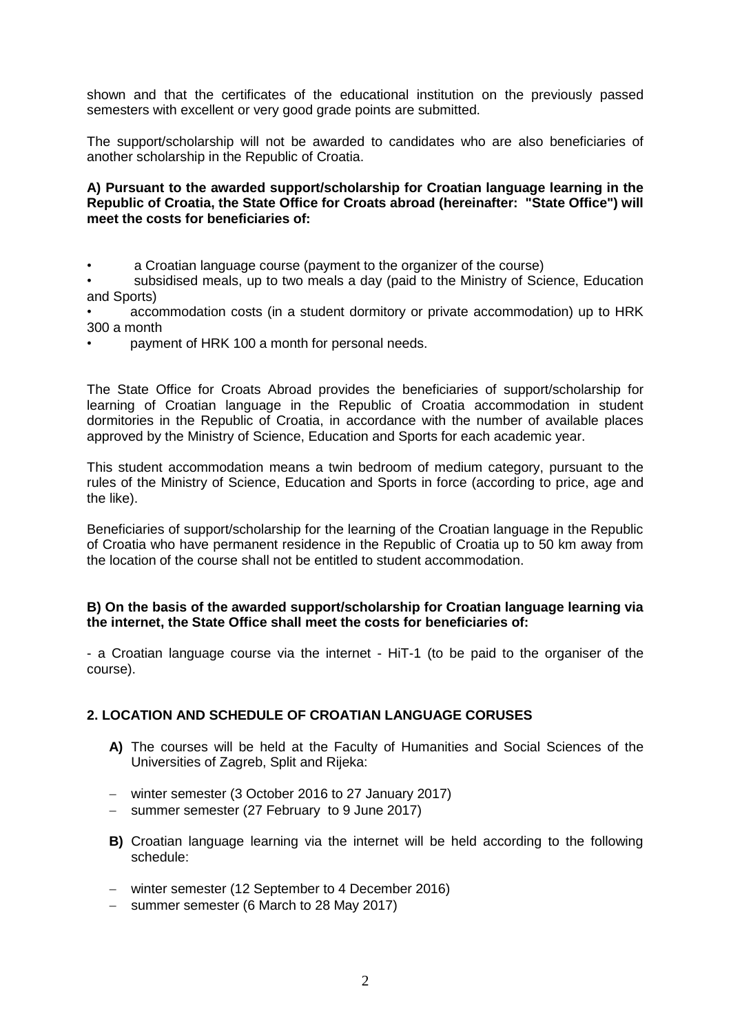shown and that the certificates of the educational institution on the previously passed semesters with excellent or very good grade points are submitted.

The support/scholarship will not be awarded to candidates who are also beneficiaries of another scholarship in the Republic of Croatia.

**A) Pursuant to the awarded support/scholarship for Croatian language learning in the Republic of Croatia, the State Office for Croats abroad (hereinafter: "State Office") will meet the costs for beneficiaries of:**

- a Croatian language course (payment to the organizer of the course)
- subsidised meals, up to two meals a day (paid to the Ministry of Science, Education and Sports)
- accommodation costs (in a student dormitory or private accommodation) up to HRK 300 a month
- payment of HRK 100 a month for personal needs.

The State Office for Croats Abroad provides the beneficiaries of support/scholarship for learning of Croatian language in the Republic of Croatia accommodation in student dormitories in the Republic of Croatia, in accordance with the number of available places approved by the Ministry of Science, Education and Sports for each academic year.

This student accommodation means a twin bedroom of medium category, pursuant to the rules of the Ministry of Science, Education and Sports in force (according to price, age and the like).

Beneficiaries of support/scholarship for the learning of the Croatian language in the Republic of Croatia who have permanent residence in the Republic of Croatia up to 50 km away from the location of the course shall not be entitled to student accommodation.

**B) On the basis of the awarded support/scholarship for Croatian language learning via the internet, the State Office shall meet the costs for beneficiaries of:**

- a Croatian language course via the internet - HiT-1 (to be paid to the organiser of the course).

## 2. LOCATION AND SCHEDULE OF CROATIAN LANGUAGE CORUSES

**A)** The courses will be held at the Faculty of Humanities and Social Sciences of the Universities of Zagreb, Split and Rijeka:

- winter semester (3 October 2016 to 27 January 2017)
- summer semester (27 February to 9 June 2017)

**B)** Croatian language learning via the internet will be held according to the following schedule:

- winter semester (12 September to 4 December 2016)
- summer semester (6 March to 28 May 2017)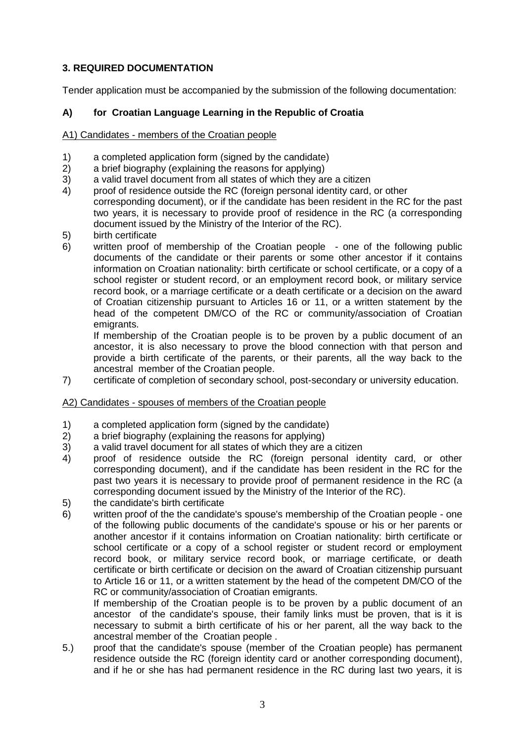### 3. REQUIRED DOCUMENTATION

Tender application must be accompanied by the submission of the following documentation:

### A) for Croatian Language Learning in the Republic of Croatia

A1) Candidates - members of the Croatian people

1) a completed application form (signed by the candidate)
2) a brief biography (explaining the reasons for applying)
3) a valid travel document from all states of which they are a citizen
4) proof of residence outside the RC (foreign personal identity card, or other corresponding document), or if the candidate has been resident in the RC for the past two years, it is necessary to provide proof of residence in the RC (a corresponding document issued by the Ministry of the Interior of the RC).
5) birth certificate
6) written proof of membership of the Croatian people - one of the following public documents of the candidate or their parents or some other ancestor if it contains information on Croatian nationality: birth certificate or school certificate, or a copy of a school register or student record, or an employment record book, or military service record book, or a marriage certificate or a death certificate or a decision on the award of Croatian citizenship pursuant to Articles 16 or 11, or a written statement by the head of the competent DM/CO of the RC or community/association of Croatian emigrants.

   If membership of the Croatian people is to be proven by a public document of an ancestor, it is also necessary to prove the blood connection with that person and provide a birth certificate of the parents, or their parents, all the way back to the ancestral member of the Croatian people.
7) certificate of completion of secondary school, post-secondary or university education.

A2) Candidates - spouses of members of the Croatian people

1) a completed application form (signed by the candidate)
2) a brief biography (explaining the reasons for applying)
3) a valid travel document for all states of which they are a citizen
4) proof of residence outside the RC (foreign personal identity card, or other corresponding document), and if the candidate has been resident in the RC for the past two years it is necessary to provide proof of permanent residence in the RC (a corresponding document issued by the Ministry of the Interior of the RC).
5) the candidate's birth certificate
6) written proof of the the candidate's spouse's membership of the Croatian people - one of the following public documents of the candidate's spouse or his or her parents or another ancestor if it contains information on Croatian nationality: birth certificate or school certificate or a copy of a school register or student record or employment record book, or military service record book, or marriage certificate, or death certificate or birth certificate or decision on the award of Croatian citizenship pursuant to Article 16 or 11, or a written statement by the head of the competent DM/CO of the RC or community/association of Croatian emigrants.

   If membership of the Croatian people is to be proven by a public document of an ancestor of the candidate's spouse, their family links must be proven, that is it is necessary to submit a birth certificate of his or her parent, all the way back to the ancestral member of the Croatian people .

5.) proof that the candidate's spouse (member of the Croatian people) has permanent residence outside the RC (foreign identity card or another corresponding document), and if he or she has had permanent residence in the RC during last two years, it is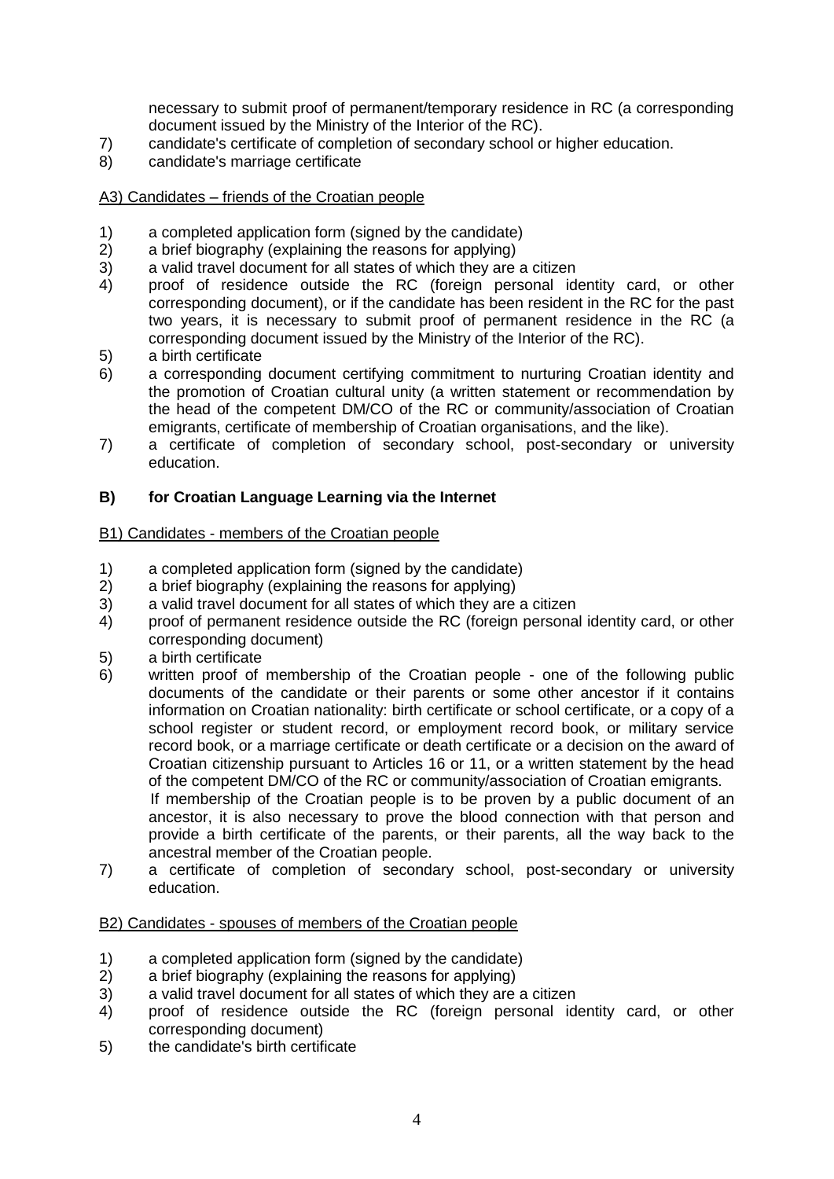necessary to submit proof of permanent/temporary residence in RC (a corresponding document issued by the Ministry of the Interior of the RC).

7) candidate's certificate of completion of secondary school or higher education.
8) candidate's marriage certificate

A3) Candidates – friends of the Croatian people

1) a completed application form (signed by the candidate)
2) a brief biography (explaining the reasons for applying)
3) a valid travel document for all states of which they are a citizen
4) proof of residence outside the RC (foreign personal identity card, or other corresponding document), or if the candidate has been resident in the RC for the past two years, it is necessary to submit proof of permanent residence in the RC (a corresponding document issued by the Ministry of the Interior of the RC).
5) a birth certificate
6) a corresponding document certifying commitment to nurturing Croatian identity and the promotion of Croatian cultural unity (a written statement or recommendation by the head of the competent DM/CO of the RC or community/association of Croatian emigrants, certificate of membership of Croatian organisations, and the like).
7) a certificate of completion of secondary school, post-secondary or university education.

**B) for Croatian Language Learning via the Internet**

B1) Candidates - members of the Croatian people

1) a completed application form (signed by the candidate)
2) a brief biography (explaining the reasons for applying)
3) a valid travel document for all states of which they are a citizen
4) proof of permanent residence outside the RC (foreign personal identity card, or other corresponding document)
5) a birth certificate
6) written proof of membership of the Croatian people - one of the following public documents of the candidate or their parents or some other ancestor if it contains information on Croatian nationality: birth certificate or school certificate, or a copy of a school register or student record, or employment record book, or military service record book, or a marriage certificate or death certificate or a decision on the award of Croatian citizenship pursuant to Articles 16 or 11, or a written statement by the head of the competent DM/CO of the RC or community/association of Croatian emigrants.
   If membership of the Croatian people is to be proven by a public document of an ancestor, it is also necessary to prove the blood connection with that person and provide a birth certificate of the parents, or their parents, all the way back to the ancestral member of the Croatian people.
7) a certificate of completion of secondary school, post-secondary or university education.

B2) Candidates - spouses of members of the Croatian people

1) a completed application form (signed by the candidate)
2) a brief biography (explaining the reasons for applying)
3) a valid travel document for all states of which they are a citizen
4) proof of residence outside the RC (foreign personal identity card, or other corresponding document)
5) the candidate's birth certificate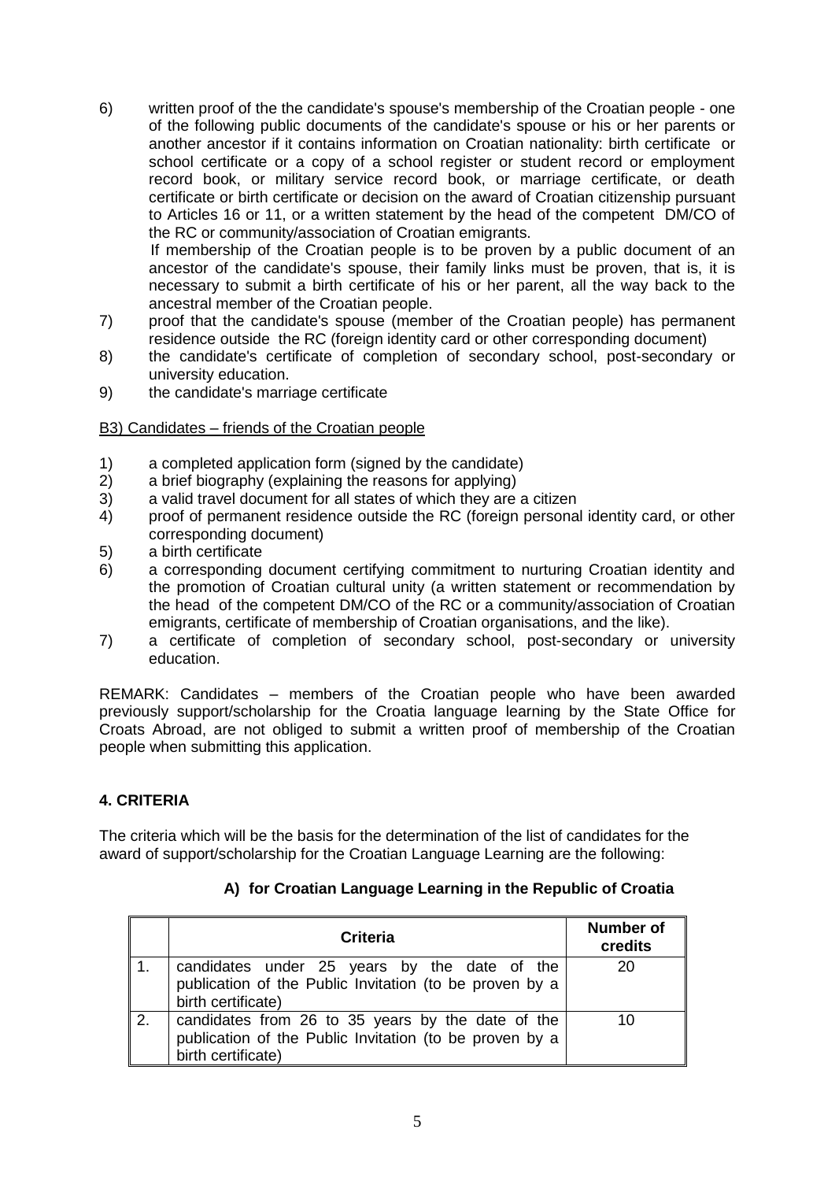6) written proof of the the candidate's spouse's membership of the Croatian people - one of the following public documents of the candidate's spouse or his or her parents or another ancestor if it contains information on Croatian nationality: birth certificate or school certificate or a copy of a school register or student record or employment record book, or military service record book, or marriage certificate, or death certificate or birth certificate or decision on the award of Croatian citizenship pursuant to Articles 16 or 11, or a written statement by the head of the competent DM/CO of the RC or community/association of Croatian emigrants.
   If membership of the Croatian people is to be proven by a public document of an ancestor of the candidate's spouse, their family links must be proven, that is, it is necessary to submit a birth certificate of his or her parent, all the way back to the ancestral member of the Croatian people.
7) proof that the candidate's spouse (member of the Croatian people) has permanent residence outside the RC (foreign identity card or other corresponding document)
8) the candidate's certificate of completion of secondary school, post-secondary or university education.
9) the candidate's marriage certificate

B3) Candidates – friends of the Croatian people

1) a completed application form (signed by the candidate)
2) a brief biography (explaining the reasons for applying)
3) a valid travel document for all states of which they are a citizen
4) proof of permanent residence outside the RC (foreign personal identity card, or other corresponding document)
5) a birth certificate
6) a corresponding document certifying commitment to nurturing Croatian identity and the promotion of Croatian cultural unity (a written statement or recommendation by the head of the competent DM/CO of the RC or a community/association of Croatian emigrants, certificate of membership of Croatian organisations, and the like).
7) a certificate of completion of secondary school, post-secondary or university education.

REMARK: Candidates – members of the Croatian people who have been awarded previously support/scholarship for the Croatia language learning by the State Office for Croats Abroad, are not obliged to submit a written proof of membership of the Croatian people when submitting this application.

## 4. CRITERIA

The criteria which will be the basis for the determination of the list of candidates for the award of support/scholarship for the Croatian Language Learning are the following:

### A) for Croatian Language Learning in the Republic of Croatia

| | Criteria | Number of credits |
|---|---|---|
| 1. | candidates under 25 years by the date of the publication of the Public Invitation (to be proven by a birth certificate) | 20 |
| 2. | candidates from 26 to 35 years by the date of the publication of the Public Invitation (to be proven by a birth certificate) | 10 |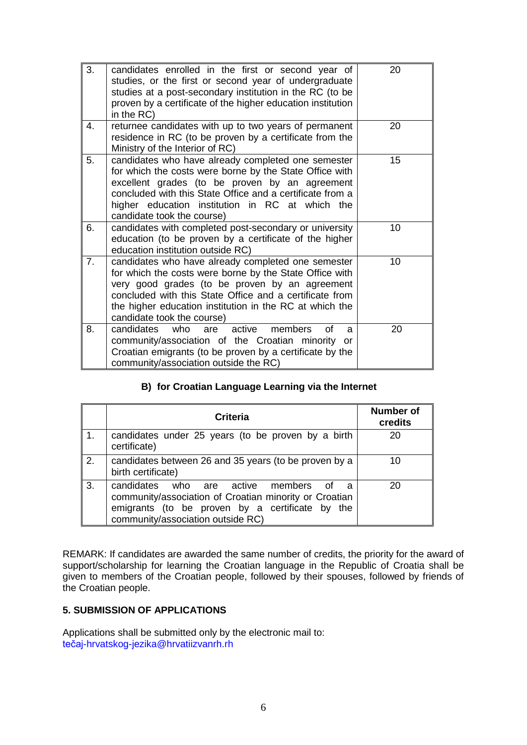| | | |
|---|---|---|
| 3. | candidates enrolled in the first or second year of studies, or the first or second year of undergraduate studies at a post-secondary institution in the RC (to be proven by a certificate of the higher education institution in the RC) | 20 |
| 4. | returnee candidates with up to two years of permanent residence in RC (to be proven by a certificate from the Ministry of the Interior of RC) | 20 |
| 5. | candidates who have already completed one semester for which the costs were borne by the State Office with excellent grades (to be proven by an agreement concluded with this State Office and a certificate from a higher education institution in RC at which the candidate took the course) | 15 |
| 6. | candidates with completed post-secondary or university education (to be proven by a certificate of the higher education institution outside RC) | 10 |
| 7. | candidates who have already completed one semester for which the costs were borne by the State Office with very good grades (to be proven by an agreement concluded with this State Office and a certificate from the higher education institution in the RC at which the candidate took the course) | 10 |
| 8. | candidates who are active members of a community/association of the Croatian minority or Croatian emigrants (to be proven by a certificate by the community/association outside the RC) | 20 |

**B) for Croatian Language Learning via the Internet**

| | Criteria | Number of credits |
|---|---|---|
| 1. | candidates under 25 years (to be proven by a birth certificate) | 20 |
| 2. | candidates between 26 and 35 years (to be proven by a birth certificate) | 10 |
| 3. | candidates who are active members of a community/association of Croatian minority or Croatian emigrants (to be proven by a certificate by the community/association outside RC) | 20 |

REMARK: If candidates are awarded the same number of credits, the priority for the award of support/scholarship for learning the Croatian language in the Republic of Croatia shall be given to members of the Croatian people, followed by their spouses, followed by friends of the Croatian people.

**5. SUBMISSION OF APPLICATIONS**

Applications shall be submitted only by the electronic mail to:
tečaj-hrvatskog-jezika@hrvatiizvanrh.rh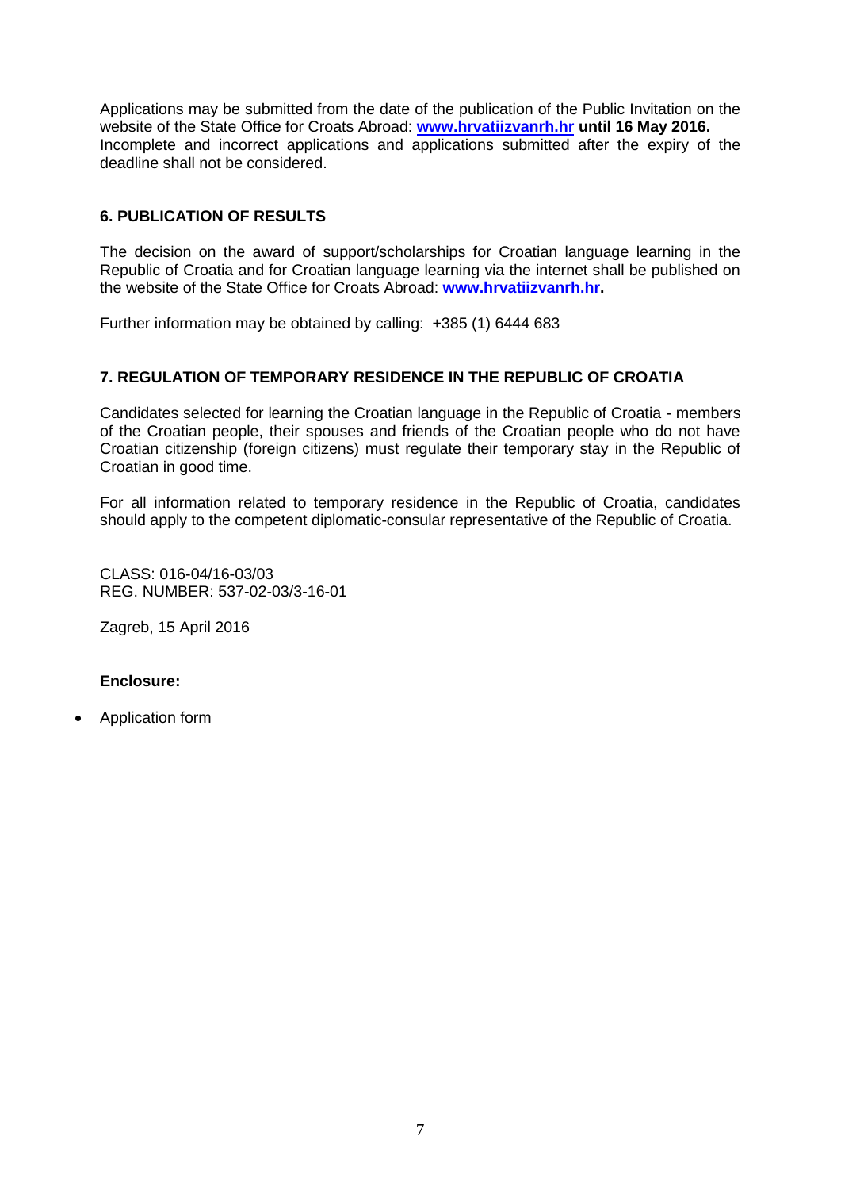Applications may be submitted from the date of the publication of the Public Invitation on the website of the State Office for Croats Abroad: **www.hrvatiizvanrh.hr** **until 16 May 2016.** Incomplete and incorrect applications and applications submitted after the expiry of the deadline shall not be considered.

### 6. PUBLICATION OF RESULTS

The decision on the award of support/scholarships for Croatian language learning in the Republic of Croatia and for Croatian language learning via the internet shall be published on the website of the State Office for Croats Abroad: **www.hrvatiizvanrh.hr.**

Further information may be obtained by calling: +385 (1) 6444 683

### 7. REGULATION OF TEMPORARY RESIDENCE IN THE REPUBLIC OF CROATIA

Candidates selected for learning the Croatian language in the Republic of Croatia - members of the Croatian people, their spouses and friends of the Croatian people who do not have Croatian citizenship (foreign citizens) must regulate their temporary stay in the Republic of Croatian in good time.

For all information related to temporary residence in the Republic of Croatia, candidates should apply to the competent diplomatic-consular representative of the Republic of Croatia.

CLASS: 016-04/16-03/03
REG. NUMBER: 537-02-03/3-16-01

Zagreb, 15 April 2016

**Enclosure:**

- Application form